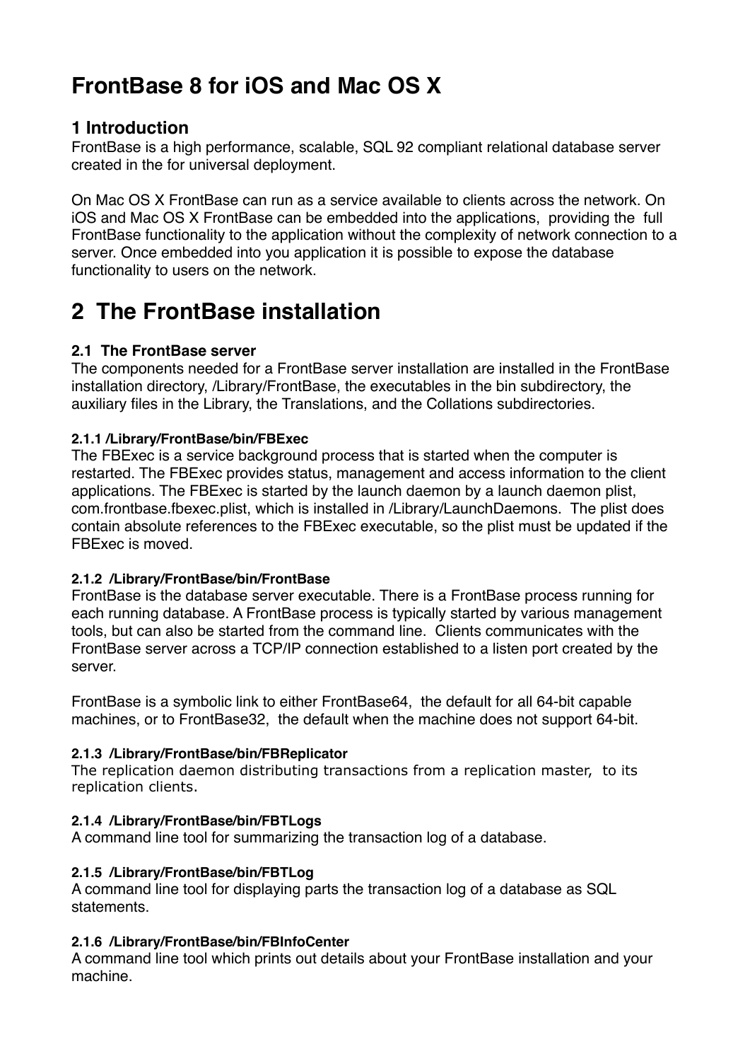# FrontBase 8 for iOS and Mac OS X

## 1 Introduction

FrontBase is a high performance, scalable, SQL 92 compliant relational database server created in the for universal deployment.

On Mac OS X FrontBase can run as a service available to clients across the network. On iOS and Mac OS X FrontBase can be embedded into the applications, providing the full FrontBase functionality to the application without the complexity of network connection to a server. Once embedded into you application it is possible to expose the database functionality to users on the network.

# 2 The FrontBase installation

### 2.1 The FrontBase server

The components needed for a FrontBase server installation are installed in the FrontBase installation directory, /Library/FrontBase, the executables in the bin subdirectory, the auxiliary files in the Library, the Translations, and the Collations subdirectories.

#### 2.1.1 /Library/FrontBase/bin/FBExec

The FBExec is a service background process that is started when the computer is restarted. The FBExec provides status, management and access information to the client applications. The FBExec is started by the launch daemon by a launch daemon plist, com.frontbase.fbexec.plist, which is installed in /Library/LaunchDaemons. The plist does contain absolute references to the FBExec executable, so the plist must be updated if the FBExec is moved.

#### 2.1.2 /Library/FrontBase/bin/FrontBase

FrontBase is the database server executable. There is a FrontBase process running for each running database. A FrontBase process is typically started by various management tools, but can also be started from the command line. Clients communicates with the FrontBase server across a TCP/IP connection established to a listen port created by the server.

FrontBase is a symbolic link to either FrontBase64, the default for all 64-bit capable machines, or to FrontBase32, the default when the machine does not support 64-bit.

#### 2.1.3 /Library/FrontBase/bin/FBReplicator

The replication daemon distributing transactions from a replication master, to its replication clients.

#### 2.1.4 /Library/FrontBase/bin/FBTLogs

A command line tool for summarizing the transaction log of a database.

#### 2.1.5 /Library/FrontBase/bin/FBTLog

A command line tool for displaying parts the transaction log of a database as SQL statements.

#### 2.1.6 /Library/FrontBase/bin/FBInfoCenter

A command line tool which prints out details about your FrontBase installation and your machine.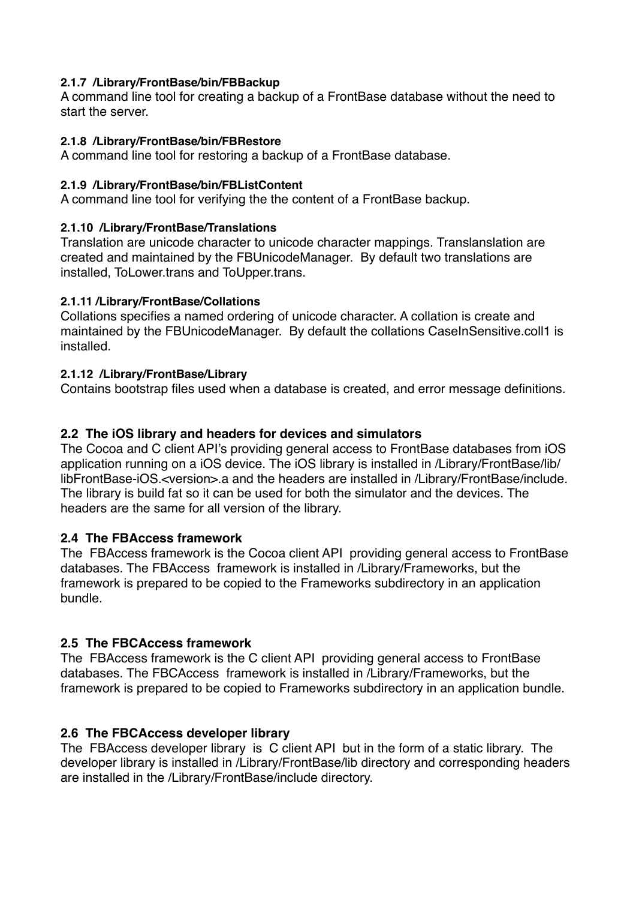#### 2.1.7 /Library/FrontBase/bin/FBBackup

A command line tool for creating a backup of a FrontBase database without the need to start the server.

#### 2.1.8 /Library/FrontBase/bin/FBRestore

A command line tool for restoring a backup of a FrontBase database.

#### 2.1.9 /Library/FrontBase/bin/FBListContent

A command line tool for verifying the the content of a FrontBase backup.

#### 2.1.10 /Library/FrontBase/Translations

Translation are unicode character to unicode character mappings. Translanslation are created and maintained by the FBUnicodeManager. By default two translations are installed, ToLower.trans and ToUpper.trans.

#### 2.1.11 /Library/FrontBase/Collations

Collations specifies a named ordering of unicode character. A collation is create and maintained by the FBUnicodeManager. By default the collations CaseInSensitive.coll1 is installed.

#### 2.1.12 /Library/FrontBase/Library

Contains bootstrap files used when a database is created, and error message definitions.

### 2.2 The iOS library and headers for devices and simulators

The Cocoa and C client API's providing general access to FrontBase databases from iOS application running on a iOS device. The iOS library is installed in /Library/FrontBase/lib/libFrontBase-iOS.<version>.a and the headers are installed in /Library/FrontBase/include. The library is build fat so it can be used for both the simulator and the devices. The headers are the same for all version of the library.

### 2.4 The FBAccess framework

The FBAccess framework is the Cocoa client API providing general access to FrontBase databases. The FBAccess framework is installed in /Library/Frameworks, but the framework is prepared to be copied to the Frameworks subdirectory in an application bundle.

### 2.5 The FBCAccess framework

The FBAccess framework is the C client API providing general access to FrontBase databases. The FBCAccess framework is installed in /Library/Frameworks, but the framework is prepared to be copied to Frameworks subdirectory in an application bundle.

### 2.6 The FBCAccess developer library

The FBAccess developer library is C client API but in the form of a static library. The developer library is installed in /Library/FrontBase/lib directory and corresponding headers are installed in the /Library/FrontBase/include directory.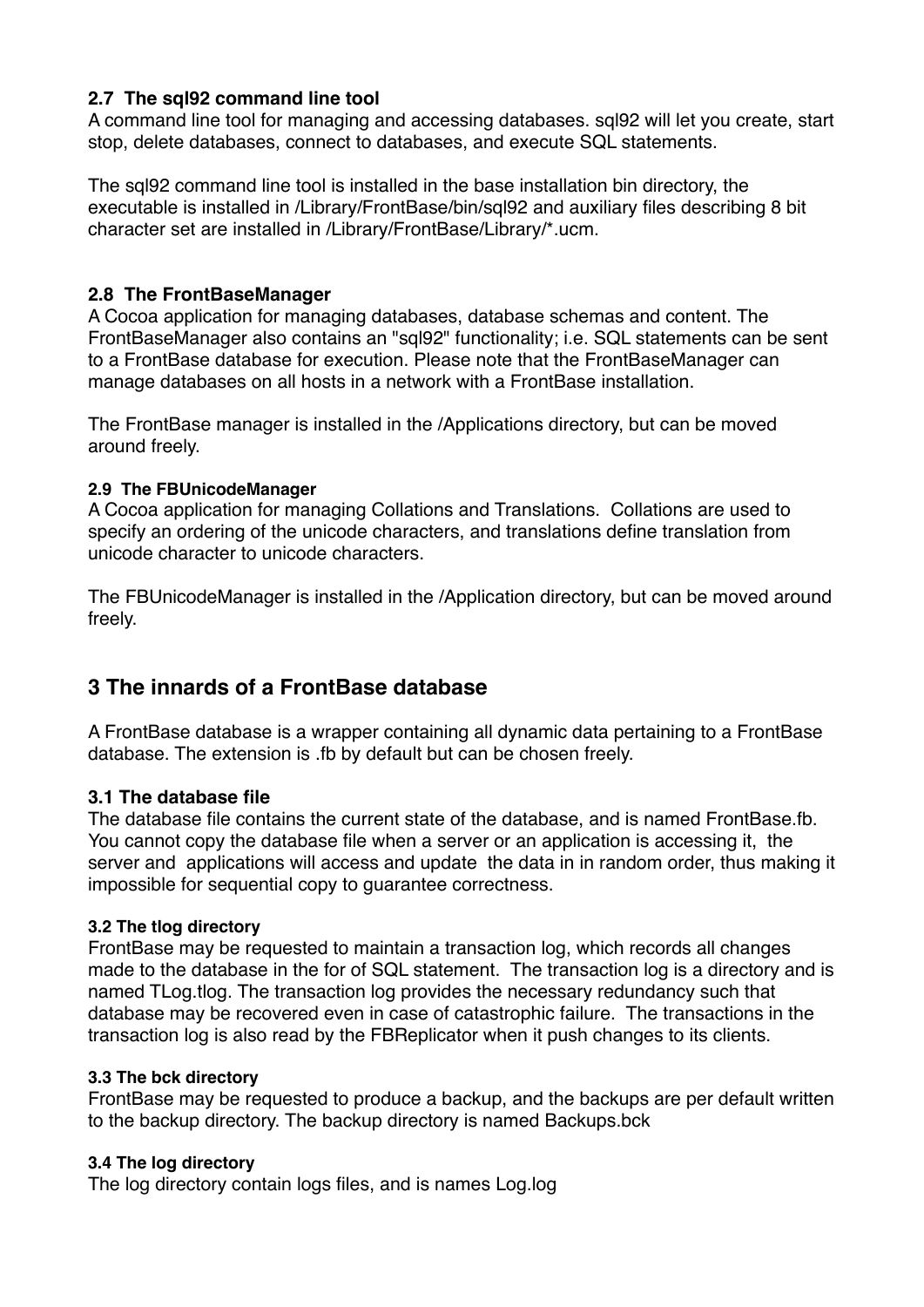### 2.7 The sql92 command line tool

A command line tool for managing and accessing databases. sql92 will let you create, start stop, delete databases, connect to databases, and execute SQL statements.

The sql92 command line tool is installed in the base installation bin directory, the executable is installed in /Library/FrontBase/bin/sql92 and auxiliary files describing 8 bit character set are installed in /Library/FrontBase/Library/*.ucm.

### 2.8 The FrontBaseManager

A Cocoa application for managing databases, database schemas and content. The FrontBaseManager also contains an "sql92" functionality; i.e. SQL statements can be sent to a FrontBase database for execution. Please note that the FrontBaseManager can manage databases on all hosts in a network with a FrontBase installation.

The FrontBase manager is installed in the /Applications directory, but can be moved around freely.

#### 2.9 The FBUnicodeManager

A Cocoa application for managing Collations and Translations. Collations are used to specify an ordering of the unicode characters, and translations define translation from unicode character to unicode characters.

The FBUnicodeManager is installed in the /Application directory, but can be moved around freely.

## 3 The innards of a FrontBase database

A FrontBase database is a wrapper containing all dynamic data pertaining to a FrontBase database. The extension is .fb by default but can be chosen freely.

### 3.1 The database file

The database file contains the current state of the database, and is named FrontBase.fb. You cannot copy the database file when a server or an application is accessing it, the server and applications will access and update the data in in random order, thus making it impossible for sequential copy to guarantee correctness.

#### 3.2 The tlog directory

FrontBase may be requested to maintain a transaction log, which records all changes made to the database in the for of SQL statement. The transaction log is a directory and is named TLog.tlog. The transaction log provides the necessary redundancy such that database may be recovered even in case of catastrophic failure. The transactions in the transaction log is also read by the FBReplicator when it push changes to its clients.

#### 3.3 The bck directory

FrontBase may be requested to produce a backup, and the backups are per default written to the backup directory. The backup directory is named Backups.bck

#### 3.4 The log directory

The log directory contain logs files, and is names Log.log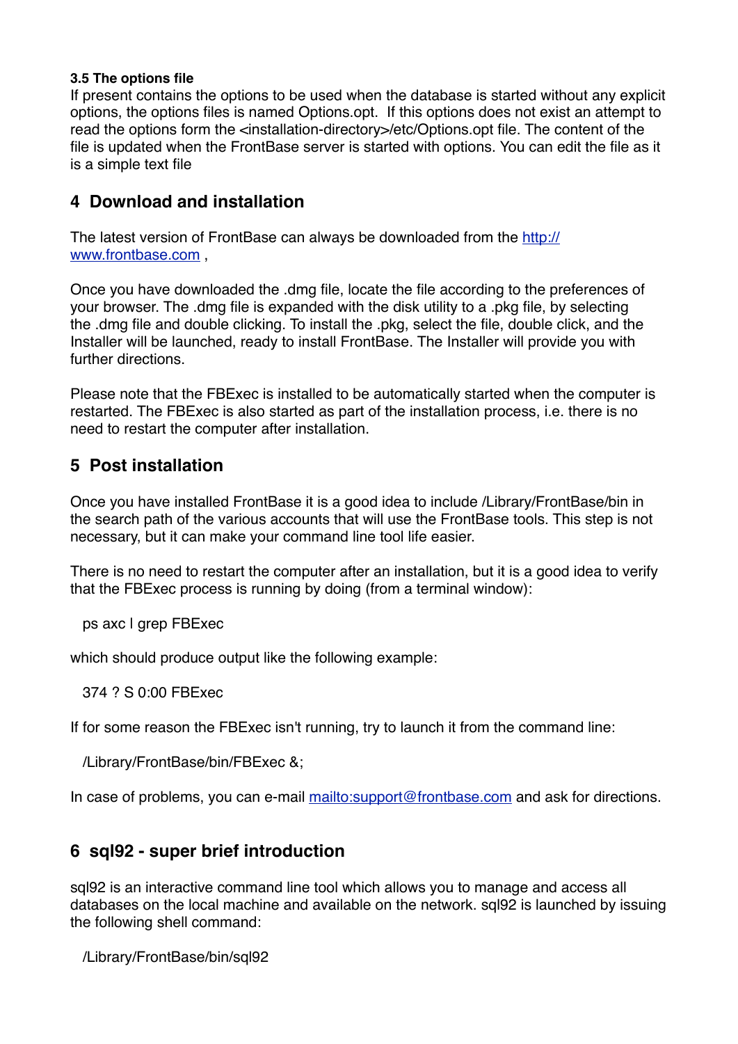### 3.5 The options file

If present contains the options to be used when the database is started without any explicit options, the options files is named Options.opt. If this options does not exist an attempt to read the options form the <installation-directory>/etc/Options.opt file. The content of the file is updated when the FrontBase server is started with options. You can edit the file as it is a simple text file

## 4 Download and installation

The latest version of FrontBase can always be downloaded from the [http://www.frontbase.com](http://www.frontbase.com) ,

Once you have downloaded the .dmg file, locate the file according to the preferences of your browser. The .dmg file is expanded with the disk utility to a .pkg file, by selecting the .dmg file and double clicking. To install the .pkg, select the file, double click, and the Installer will be launched, ready to install FrontBase. The Installer will provide you with further directions.

Please note that the FBExec is installed to be automatically started when the computer is restarted. The FBExec is also started as part of the installation process, i.e. there is no need to restart the computer after installation.

## 5 Post installation

Once you have installed FrontBase it is a good idea to include /Library/FrontBase/bin in the search path of the various accounts that will use the FrontBase tools. This step is not necessary, but it can make your command line tool life easier.

There is no need to restart the computer after an installation, but it is a good idea to verify that the FBExec process is running by doing (from a terminal window):

```
ps axc | grep FBExec
```

which should produce output like the following example:

```
374 ? S 0:00 FBExec
```

If for some reason the FBExec isn't running, try to launch it from the command line:

```
/Library/FrontBase/bin/FBExec &;
```

In case of problems, you can e-mail [mailto:support@frontbase.com](mailto:support@frontbase.com) and ask for directions.

## 6 sql92 - super brief introduction

sql92 is an interactive command line tool which allows you to manage and access all databases on the local machine and available on the network. sql92 is launched by issuing the following shell command:

```
/Library/FrontBase/bin/sql92
```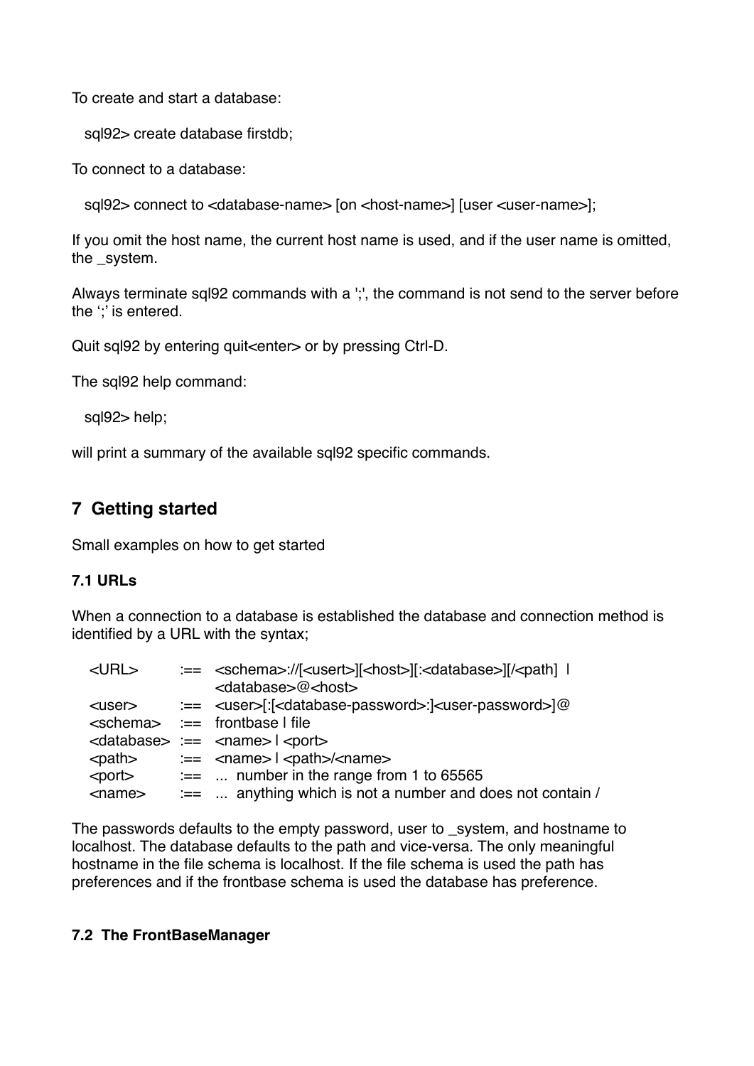To create and start a database:

```
sql92> create database firstdb;
```

To connect to a database:

```
sql92> connect to <database-name> [on <host-name>] [user <user-name>];
```

If you omit the host name, the current host name is used, and if the user name is omitted, the _system.

Always terminate sql92 commands with a ';', the command is not send to the server before the ';' is entered.

Quit sql92 by entering quit<enter> or by pressing Ctrl-D.

The sql92 help command:

```
sql92> help;
```

will print a summary of the available sql92 specific commands.

## 7 Getting started

Small examples on how to get started

### 7.1 URLs

When a connection to a database is established the database and connection method is identified by a URL with the syntax;

```
<URL>       :==  <schema>://[<usert>][<host>][:<database>][/<path>]  |
                 <database>@<host>
<user>      :==  <user>[:[<database-password>:]<user-password>]@
<schema>    :==  frontbase | file
<database>  :==  <name> | <port>
<path>      :==  <name> | <path>/<name>
<port>      :==  ...  number in the range from 1 to 65565
<name>      :==  ...  anything which is not a number and does not contain /
```

The passwords defaults to the empty password, user to _system, and hostname to localhost. The database defaults to the path and vice-versa. The only meaningful hostname in the file schema is localhost. If the file schema is used the path has preferences and if the frontbase schema is used the database has preference.

### 7.2 The FrontBaseManager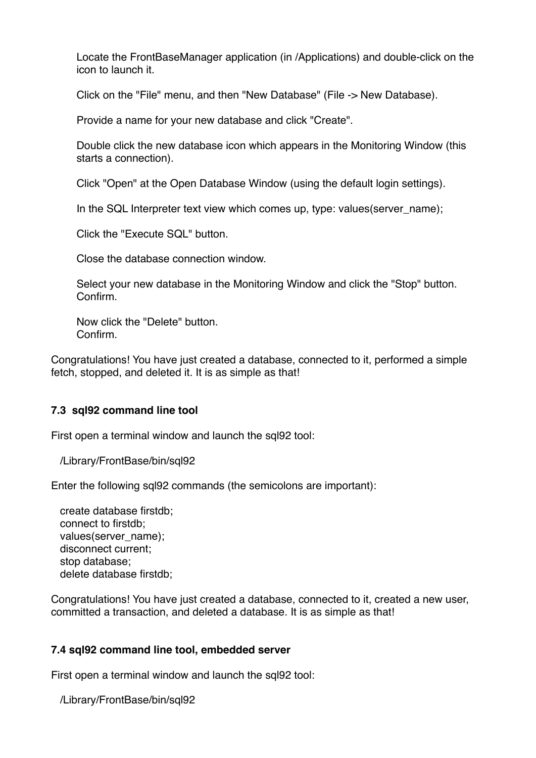Locate the FrontBaseManager application (in /Applications) and double-click on the icon to launch it.

Click on the "File" menu, and then "New Database" (File -> New Database).

Provide a name for your new database and click "Create".

Double click the new database icon which appears in the Monitoring Window (this starts a connection).

Click "Open" at the Open Database Window (using the default login settings).

In the SQL Interpreter text view which comes up, type: values(server_name);

Click the "Execute SQL" button.

Close the database connection window.

Select your new database in the Monitoring Window and click the "Stop" button. Confirm.

Now click the "Delete" button. Confirm.

Congratulations! You have just created a database, connected to it, performed a simple fetch, stopped, and deleted it. It is as simple as that!

### 7.3 sql92 command line tool

First open a terminal window and launch the sql92 tool:

```
/Library/FrontBase/bin/sql92
```

Enter the following sql92 commands (the semicolons are important):

```
create database firstdb;
connect to firstdb;
values(server_name);
disconnect current;
stop database;
delete database firstdb;
```

Congratulations! You have just created a database, connected to it, created a new user, committed a transaction, and deleted a database. It is as simple as that!

### 7.4 sql92 command line tool, embedded server

First open a terminal window and launch the sql92 tool:

```
/Library/FrontBase/bin/sql92
```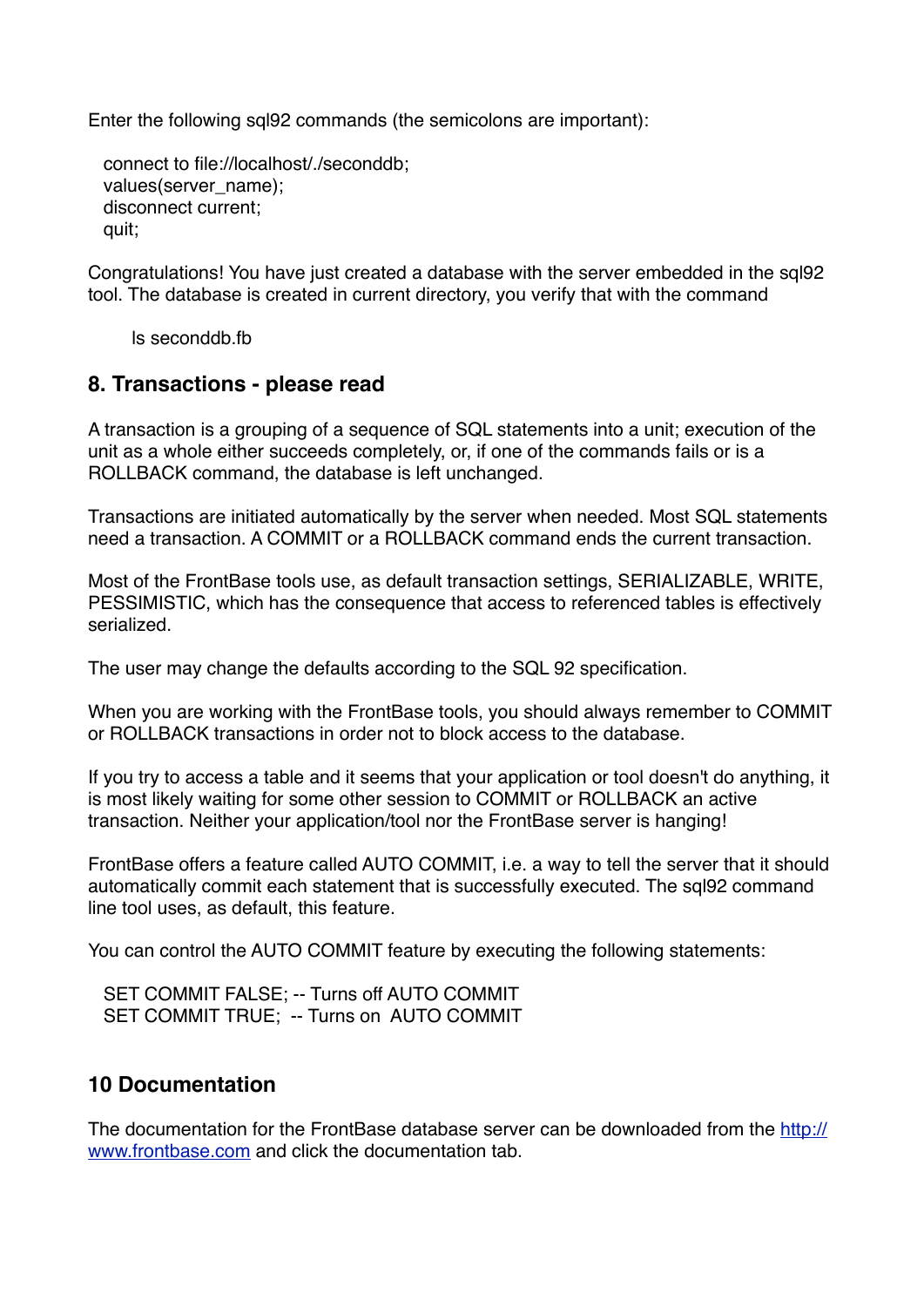Enter the following sql92 commands (the semicolons are important):

```
connect to file://localhost/./seconddb;
values(server_name);
disconnect current;
quit;
```

Congratulations! You have just created a database with the server embedded in the sql92 tool. The database is created in current directory, you verify that with the command

```
ls seconddb.fb
```

## 8. Transactions - please read

A transaction is a grouping of a sequence of SQL statements into a unit; execution of the unit as a whole either succeeds completely, or, if one of the commands fails or is a ROLLBACK command, the database is left unchanged.

Transactions are initiated automatically by the server when needed. Most SQL statements need a transaction. A COMMIT or a ROLLBACK command ends the current transaction.

Most of the FrontBase tools use, as default transaction settings, SERIALIZABLE, WRITE, PESSIMISTIC, which has the consequence that access to referenced tables is effectively serialized.

The user may change the defaults according to the SQL 92 specification.

When you are working with the FrontBase tools, you should always remember to COMMIT or ROLLBACK transactions in order not to block access to the database.

If you try to access a table and it seems that your application or tool doesn't do anything, it is most likely waiting for some other session to COMMIT or ROLLBACK an active transaction. Neither your application/tool nor the FrontBase server is hanging!

FrontBase offers a feature called AUTO COMMIT, i.e. a way to tell the server that it should automatically commit each statement that is successfully executed. The sql92 command line tool uses, as default, this feature.

You can control the AUTO COMMIT feature by executing the following statements:

```
SET COMMIT FALSE; -- Turns off AUTO COMMIT
SET COMMIT TRUE;  -- Turns on  AUTO COMMIT
```

## 10 Documentation

The documentation for the FrontBase database server can be downloaded from the [http://www.frontbase.com](http://www.frontbase.com) and click the documentation tab.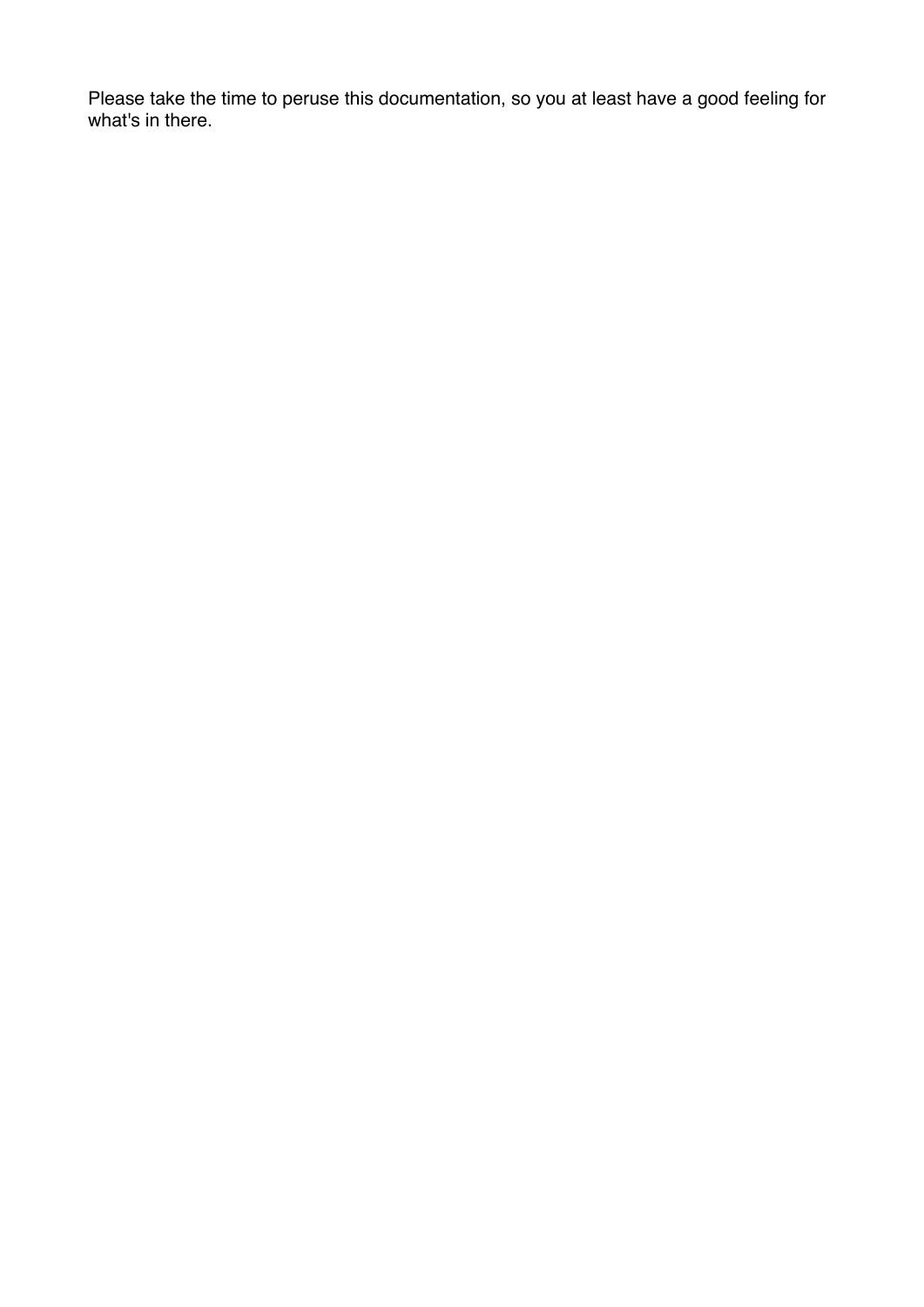Please take the time to peruse this documentation, so you at least have a good feeling for what's in there.